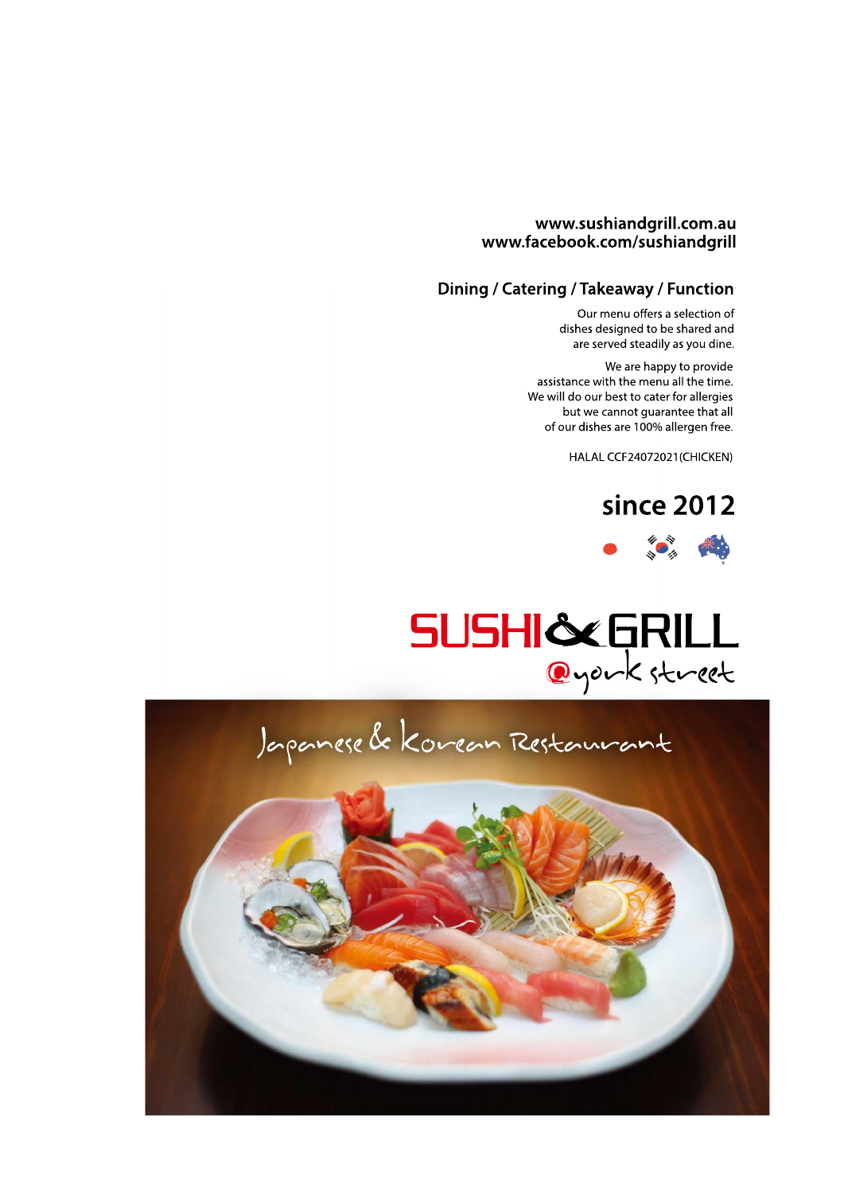www.sushiandgrill.com.au
www.facebook.com/sushiandgrill

## Dining / Catering / Takeaway / Function

Our menu offers a selection of dishes designed to be shared and are served steadily as you dine.

We are happy to provide assistance with the menu all the time. We will do our best to cater for allergies but we cannot guarantee that all of our dishes are 100% allergen free.

HALAL CCF24072021(CHICKEN)

## since 2012

# SUSHI & GRILL
@york street

Japanese & Korean Restaurant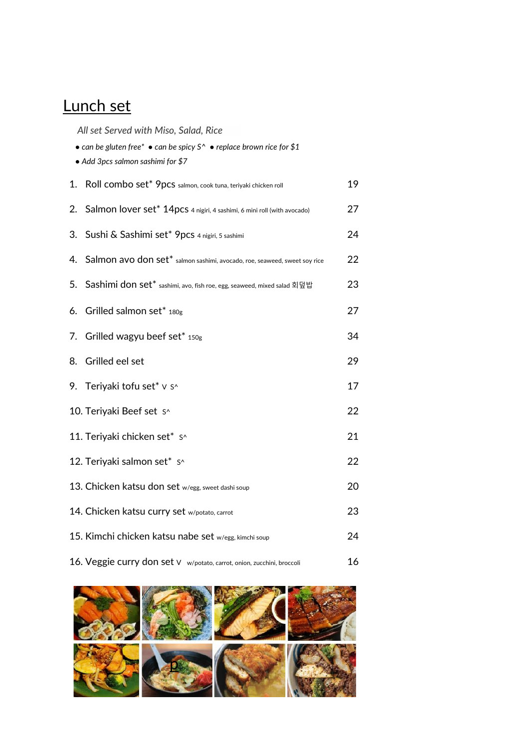# Lunch set

*All set Served with Miso, Salad, Rice*

- *can be gluten free** • *can be spicy S^* • *replace brown rice for $1*
- *Add 3pcs salmon sashimi for $7*

| | |
|---|---|
| 1. Roll combo set* 9pcs salmon, cook tuna, teriyaki chicken roll | 19 |
| 2. Salmon lover set* 14pcs 4 nigiri, 4 sashimi, 6 mini roll (with avocado) | 27 |
| 3. Sushi & Sashimi set* 9pcs 4 nigiri, 5 sashimi | 24 |
| 4. Salmon avo don set* salmon sashimi, avocado, roe, seaweed, sweet soy rice | 22 |
| 5. Sashimi don set* sashimi, avo, fish roe, egg, seaweed, mixed salad 회덮밥 | 23 |
| 6. Grilled salmon set* 180g | 27 |
| 7. Grilled wagyu beef set* 150g | 34 |
| 8. Grilled eel set | 29 |
| 9. Teriyaki tofu set* V S^ | 17 |
| 10. Teriyaki Beef set S^ | 22 |
| 11. Teriyaki chicken set* S^ | 21 |
| 12. Teriyaki salmon set* S^ | 22 |
| 13. Chicken katsu don set w/egg, sweet dashi soup | 20 |
| 14. Chicken katsu curry set w/potato, carrot | 23 |
| 15. Kimchi chicken katsu nabe set w/egg, kimchi soup | 24 |
| 16. Veggie curry don set V w/potato, carrot, onion, zucchini, broccoli | 16 |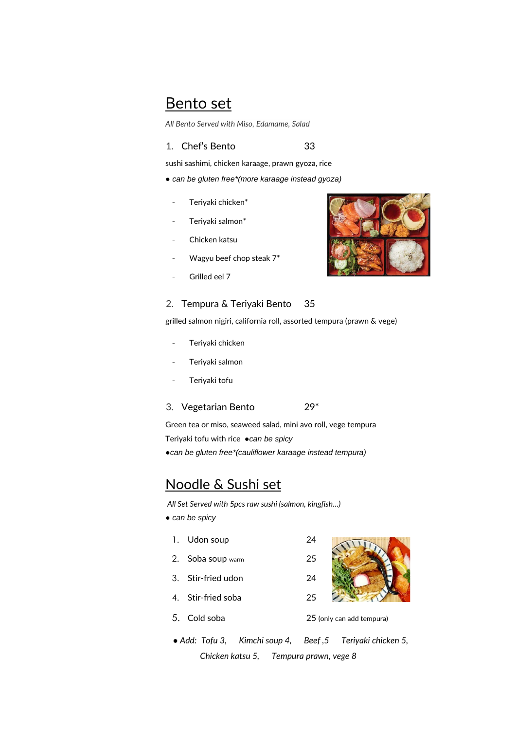## Bento set

*All Bento Served with Miso, Edamame, Salad*

1. Chef's Bento 33

sushi sashimi, chicken karaage, prawn gyoza, rice

● *can be gluten free*(more karaage instead gyoza)*

- Teriyaki chicken*
- Teriyaki salmon*
- Chicken katsu
- Wagyu beef chop steak 7*
- Grilled eel 7

2. Tempura & Teriyaki Bento 35

grilled salmon nigiri, california roll, assorted tempura (prawn & vege)

- Teriyaki chicken
- Teriyaki salmon
- Teriyaki tofu

3. Vegetarian Bento 29*

Green tea or miso, seaweed salad, mini avo roll, vege tempura

Teriyaki tofu with rice ●*can be spicy*

●*can be gluten free*(cauliflower karaage instead tempura)*

## Noodle & Sushi set

*All Set Served with 5pcs raw sushi (salmon, kingfish...)*

● *can be spicy*

1. Udon soup 24
2. Soba soup warm 25
3. Stir-fried udon 24
4. Stir-fried soba 25
5. Cold soba 25 (only can add tempura)

● *Add: Tofu 3, Kimchi soup 4, Beef ,5 Teriyaki chicken 5, Chicken katsu 5, Tempura prawn, vege 8*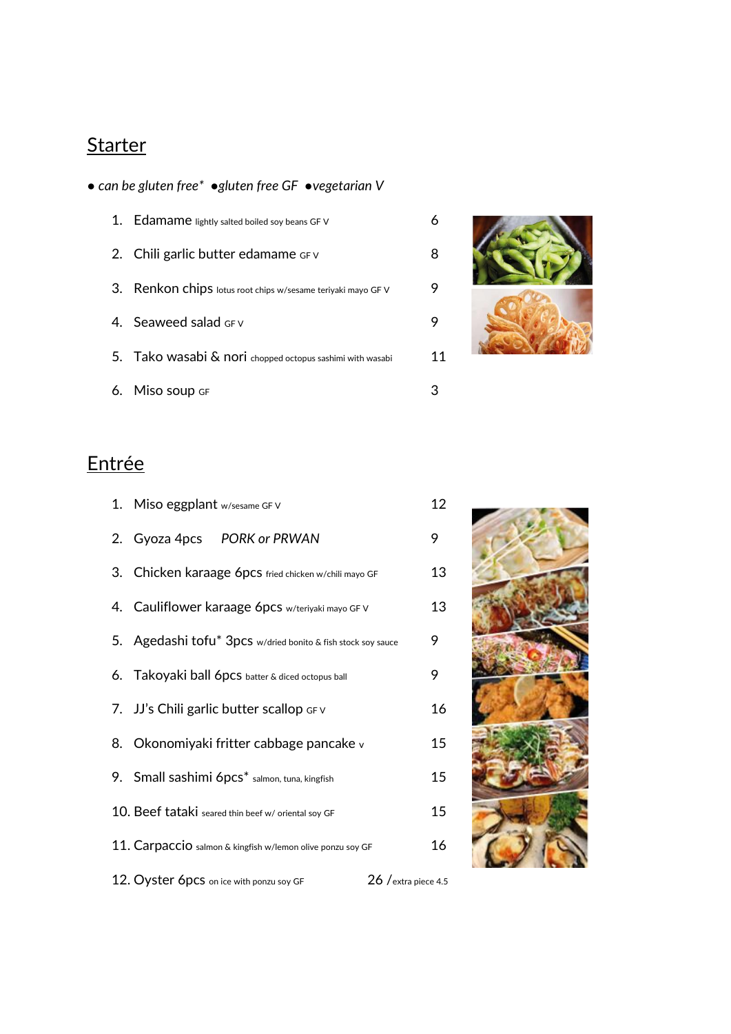## Starter

● *can be gluten free\** ●*gluten free GF* ●*vegetarian V*

1. Edamame lightly salted boiled soy beans GF V — 6
2. Chili garlic butter edamame GF V — 8
3. Renkon chips lotus root chips w/sesame teriyaki mayo GF V — 9
4. Seaweed salad GF V — 9
5. Tako wasabi & nori chopped octopus sashimi with wasabi — 11
6. Miso soup GF — 3

## Entrée

1. Miso eggplant w/sesame GF V — 12
2. Gyoza 4pcs *PORK or PRWAN* — 9
3. Chicken karaage 6pcs fried chicken w/chili mayo GF — 13
4. Cauliflower karaage 6pcs w/teriyaki mayo GF V — 13
5. Agedashi tofu* 3pcs w/dried bonito & fish stock soy sauce — 9
6. Takoyaki ball 6pcs batter & diced octopus ball — 9
7. JJ's Chili garlic butter scallop GF V — 16
8. Okonomiyaki fritter cabbage pancake v — 15
9. Small sashimi 6pcs* salmon, tuna, kingfish — 15
10. Beef tataki seared thin beef w/ oriental soy GF — 15
11. Carpaccio salmon & kingfish w/lemon olive ponzu soy GF — 16
12. Oyster 6pcs on ice with ponzu soy GF — 26 / extra piece 4.5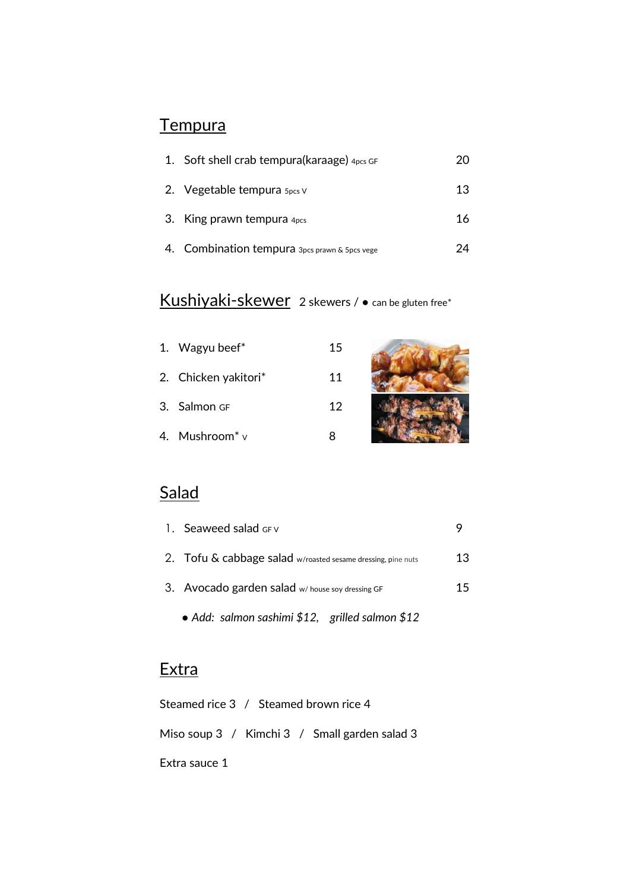## Tempura

1. Soft shell crab tempura(karaage) 4pcs GF — 20
2. Vegetable tempura 5pcs V — 13
3. King prawn tempura 4pcs — 16
4. Combination tempura 3pcs prawn & 5pcs vege — 24

## Kushiyaki-skewer

2 skewers / ● can be gluten free*

1. Wagyu beef* — 15
2. Chicken yakitori* — 11
3. Salmon GF — 12
4. Mushroom* V — 8

## Salad

1. Seaweed salad GF V — 9
2. Tofu & cabbage salad w/roasted sesame dressing, pine nuts — 13
3. Avocado garden salad w/ house soy dressing GF — 15
   - *Add: salmon sashimi $12, grilled salmon $12*

## Extra

Steamed rice 3 / Steamed brown rice 4

Miso soup 3 / Kimchi 3 / Small garden salad 3

Extra sauce 1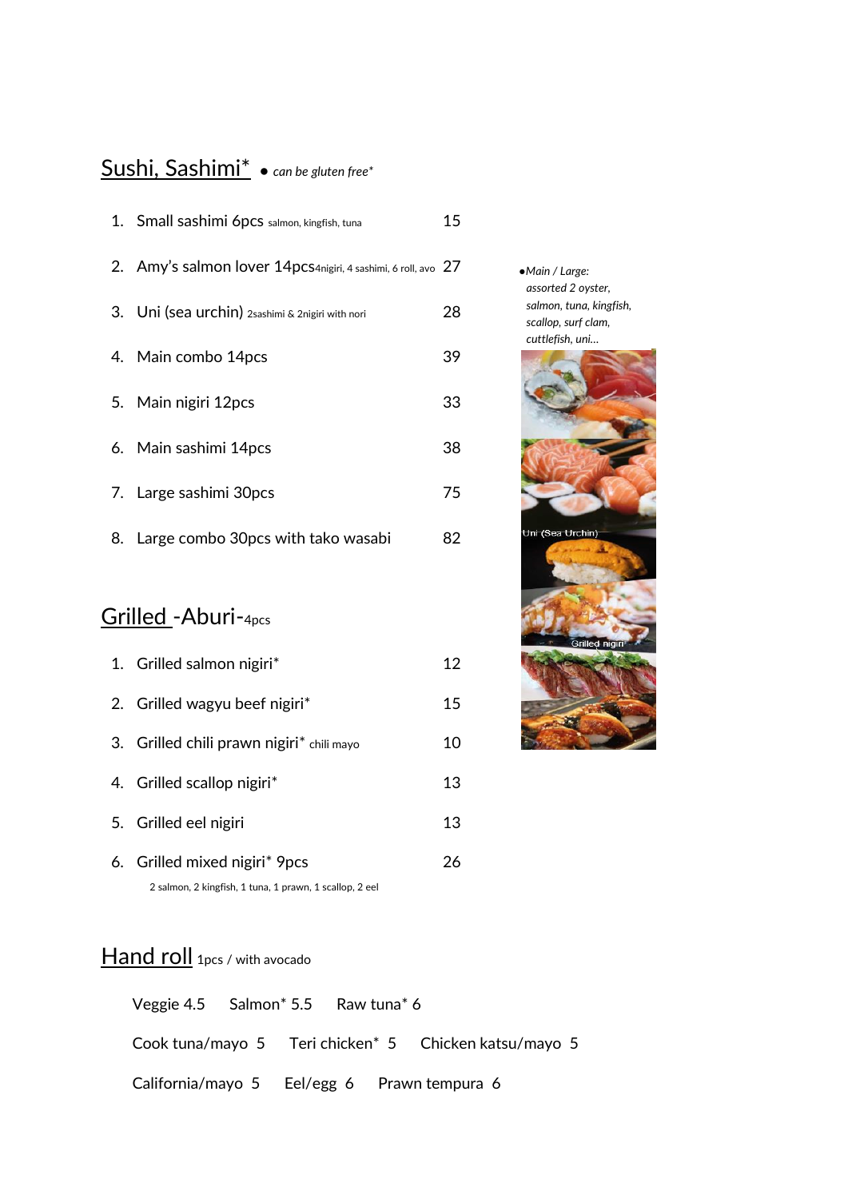## Sushi, Sashimi* ● *can be gluten free**

1. Small sashimi 6pcs salmon, kingfish, tuna 15
2. Amy's salmon lover 14pcs 4nigiri, 4 sashimi, 6 roll, avo 27
3. Uni (sea urchin) 2sashimi & 2nigiri with nori 28
4. Main combo 14pcs 39
5. Main nigiri 12pcs 33
6. Main sashimi 14pcs 38
7. Large sashimi 30pcs 75
8. Large combo 30pcs with tako wasabi 82

*●Main / Large: assorted 2 oyster, salmon, tuna, kingfish, scallop, surf clam, cuttlefish, uni…*

Uni (Sea Urchin)

Grilled nigiri

## Grilled -Aburi-4pcs

1. Grilled salmon nigiri* 12
2. Grilled wagyu beef nigiri* 15
3. Grilled chili prawn nigiri* chili mayo 10
4. Grilled scallop nigiri* 13
5. Grilled eel nigiri 13
6. Grilled mixed nigiri* 9pcs 26

   2 salmon, 2 kingfish, 1 tuna, 1 prawn, 1 scallop, 2 eel

## Hand roll 1pcs / with avocado

Veggie 4.5 Salmon* 5.5 Raw tuna* 6

Cook tuna/mayo 5 Teri chicken* 5 Chicken katsu/mayo 5

California/mayo 5 Eel/egg 6 Prawn tempura 6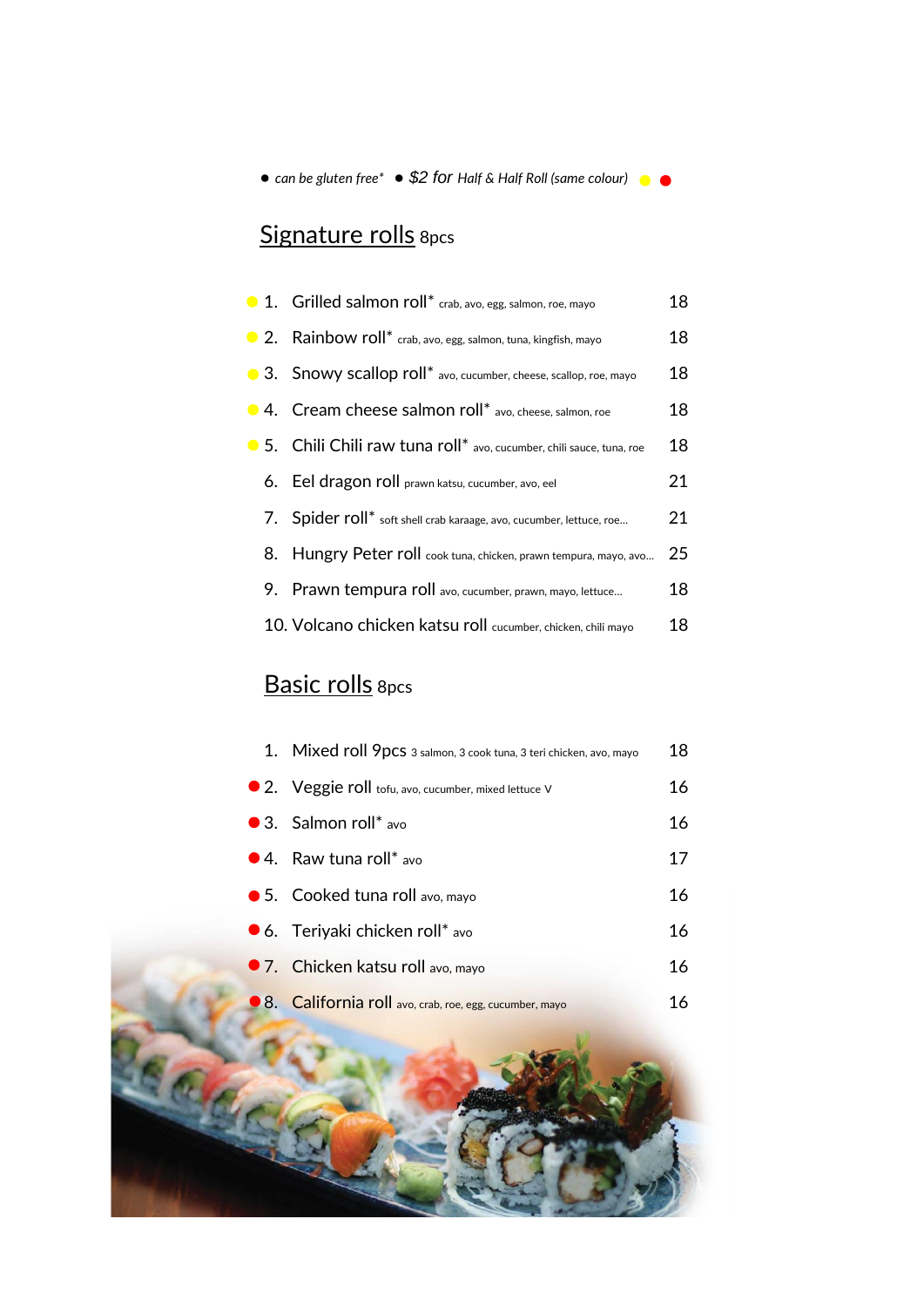● *can be gluten free** ● *$2 for Half & Half Roll (same colour)* ● ●

## Signature rolls 8pcs

| | Item | Price |
|---|---|---|
| ● | 1. Grilled salmon roll* crab, avo, egg, salmon, roe, mayo | 18 |
| ● | 2. Rainbow roll* crab, avo, egg, salmon, tuna, kingfish, mayo | 18 |
| ● | 3. Snowy scallop roll* avo, cucumber, cheese, scallop, roe, mayo | 18 |
| ● | 4. Cream cheese salmon roll* avo, cheese, salmon, roe | 18 |
| ● | 5. Chili Chili raw tuna roll* avo, cucumber, chili sauce, tuna, roe | 18 |
| | 6. Eel dragon roll prawn katsu, cucumber, avo, eel | 21 |
| | 7. Spider roll* soft shell crab karaage, avo, cucumber, lettuce, roe… | 21 |
| | 8. Hungry Peter roll cook tuna, chicken, prawn tempura, mayo, avo… | 25 |
| | 9. Prawn tempura roll avo, cucumber, prawn, mayo, lettuce… | 18 |
| | 10. Volcano chicken katsu roll cucumber, chicken, chili mayo | 18 |

## Basic rolls 8pcs

| | Item | Price |
|---|---|---|
| | 1. Mixed roll 9pcs 3 salmon, 3 cook tuna, 3 teri chicken, avo, mayo | 18 |
| ● | 2. Veggie roll tofu, avo, cucumber, mixed lettuce V | 16 |
| ● | 3. Salmon roll* avo | 16 |
| ● | 4. Raw tuna roll* avo | 17 |
| ● | 5. Cooked tuna roll avo, mayo | 16 |
| ● | 6. Teriyaki chicken roll* avo | 16 |
| ● | 7. Chicken katsu roll avo, mayo | 16 |
| ● | 8. California roll avo, crab, roe, egg, cucumber, mayo | 16 |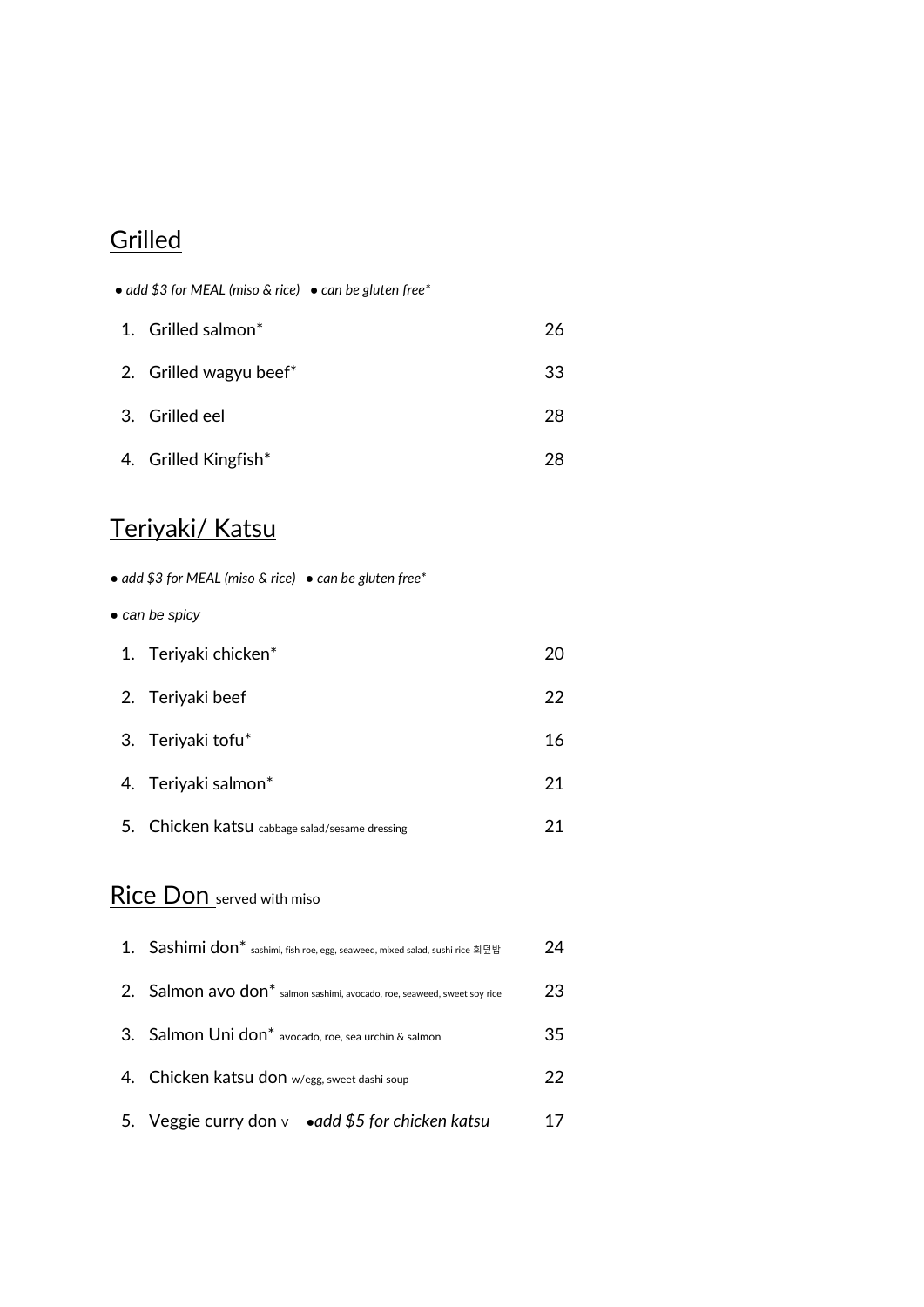## Grilled

• *add $3 for MEAL (miso & rice)* • *can be gluten free**

| | Item | Price |
|---|---|---|
| 1. | Grilled salmon* | 26 |
| 2. | Grilled wagyu beef* | 33 |
| 3. | Grilled eel | 28 |
| 4. | Grilled Kingfish* | 28 |

## Teriyaki/ Katsu

• *add $3 for MEAL (miso & rice)* • *can be gluten free**

• *can be spicy*

| | Item | Price |
|---|---|---|
| 1. | Teriyaki chicken* | 20 |
| 2. | Teriyaki beef | 22 |
| 3. | Teriyaki tofu* | 16 |
| 4. | Teriyaki salmon* | 21 |
| 5. | Chicken katsu cabbage salad/sesame dressing | 21 |

## Rice Don served with miso

| | Item | Price |
|---|---|---|
| 1. | Sashimi don* sashimi, fish roe, egg, seaweed, mixed salad, sushi rice 회덮밥 | 24 |
| 2. | Salmon avo don* salmon sashimi, avocado, roe, seaweed, sweet soy rice | 23 |
| 3. | Salmon Uni don* avocado, roe, sea urchin & salmon | 35 |
| 4. | Chicken katsu don w/egg, sweet dashi soup | 22 |
| 5. | Veggie curry don V •*add $5 for chicken katsu* | 17 |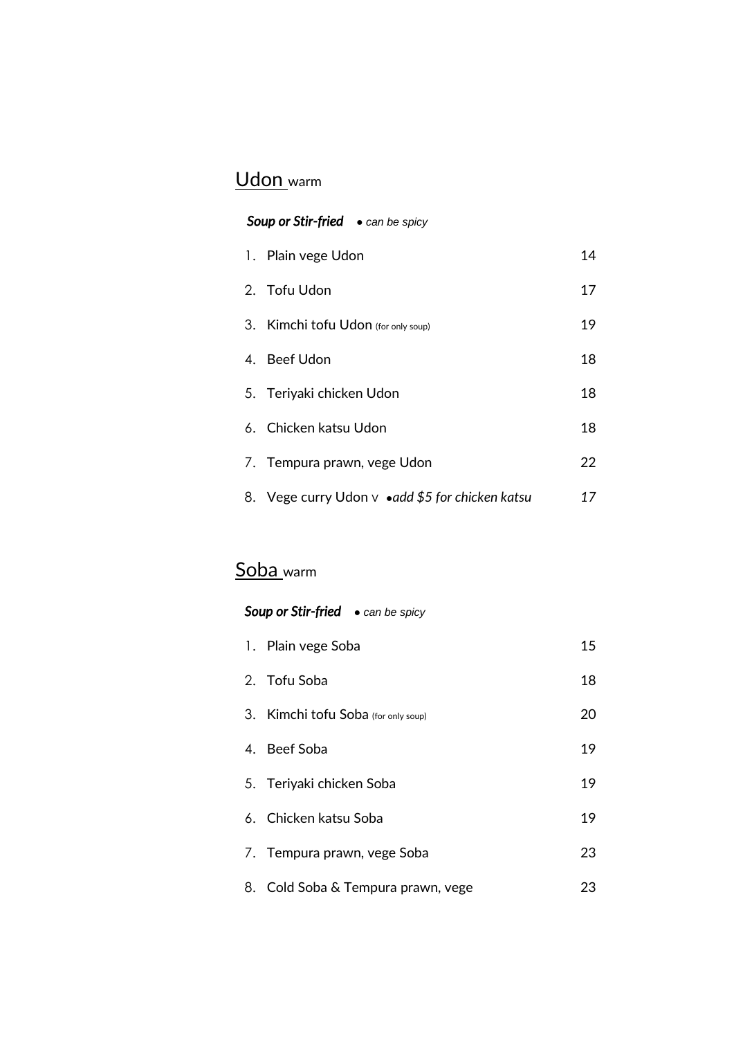## <u>Udon</u> warm

***Soup or Stir-fried*** • *can be spicy*

| | Item | Price |
|---|---|---|
| 1. | Plain vege Udon | 14 |
| 2. | Tofu Udon | 17 |
| 3. | Kimchi tofu Udon (for only soup) | 19 |
| 4. | Beef Udon | 18 |
| 5. | Teriyaki chicken Udon | 18 |
| 6. | Chicken katsu Udon | 18 |
| 7. | Tempura prawn, vege Udon | 22 |
| 8. | Vege curry Udon V •*add $5 for chicken katsu* | *17* |

## <u>Soba</u> warm

***Soup or Stir-fried*** • *can be spicy*

| | Item | Price |
|---|---|---|
| 1. | Plain vege Soba | 15 |
| 2. | Tofu Soba | 18 |
| 3. | Kimchi tofu Soba (for only soup) | 20 |
| 4. | Beef Soba | 19 |
| 5. | Teriyaki chicken Soba | 19 |
| 6. | Chicken katsu Soba | 19 |
| 7. | Tempura prawn, vege Soba | 23 |
| 8. | Cold Soba & Tempura prawn, vege | 23 |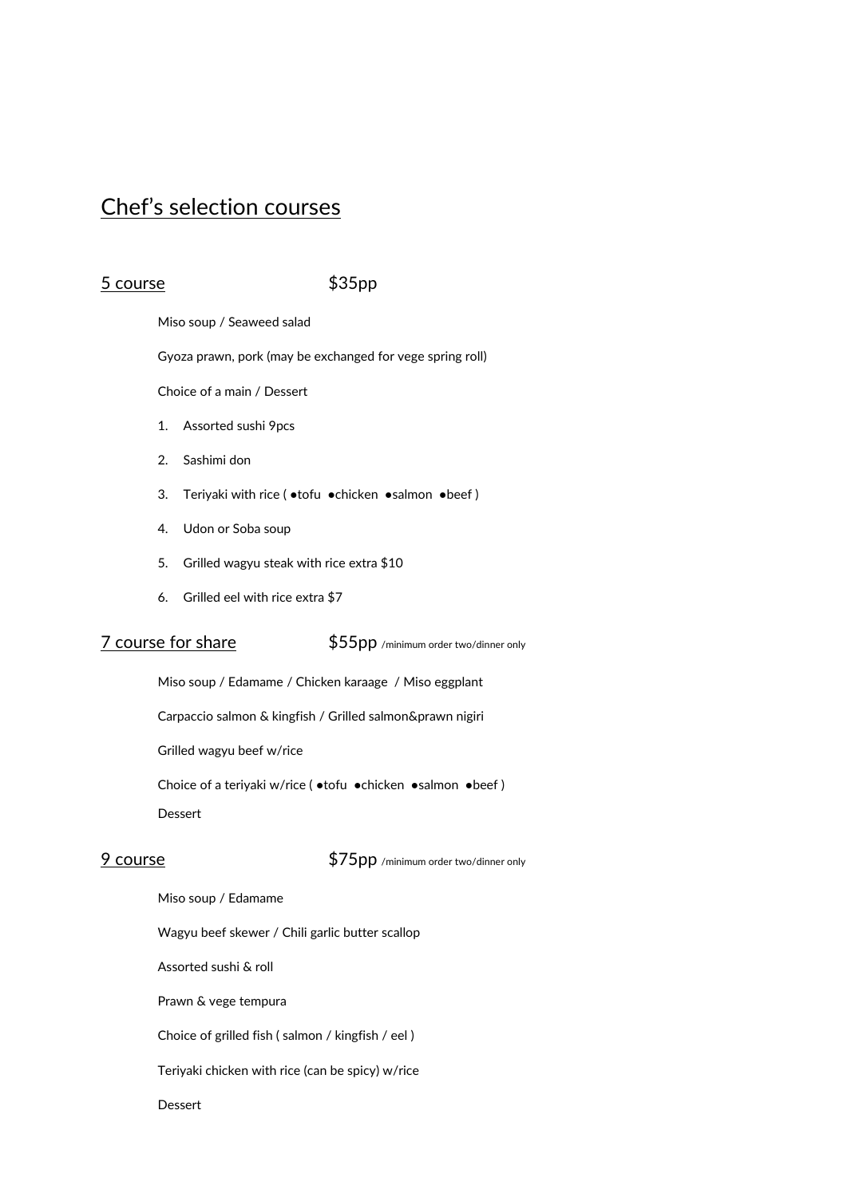# Chef's selection courses

## 5 course $35pp

Miso soup / Seaweed salad

Gyoza prawn, pork (may be exchanged for vege spring roll)

Choice of a main / Dessert

1. Assorted sushi 9pcs
2. Sashimi don
3. Teriyaki with rice ( ●tofu ●chicken ●salmon ●beef )
4. Udon or Soba soup
5. Grilled wagyu steak with rice extra $10
6. Grilled eel with rice extra $7

## 7 course for share $55pp /minimum order two/dinner only

Miso soup / Edamame / Chicken karaage / Miso eggplant

Carpaccio salmon & kingfish / Grilled salmon&prawn nigiri

Grilled wagyu beef w/rice

Choice of a teriyaki w/rice ( ●tofu ●chicken ●salmon ●beef )

Dessert

## 9 course $75pp /minimum order two/dinner only

Miso soup / Edamame

Wagyu beef skewer / Chili garlic butter scallop

Assorted sushi & roll

Prawn & vege tempura

Choice of grilled fish ( salmon / kingfish / eel )

Teriyaki chicken with rice (can be spicy) w/rice

Dessert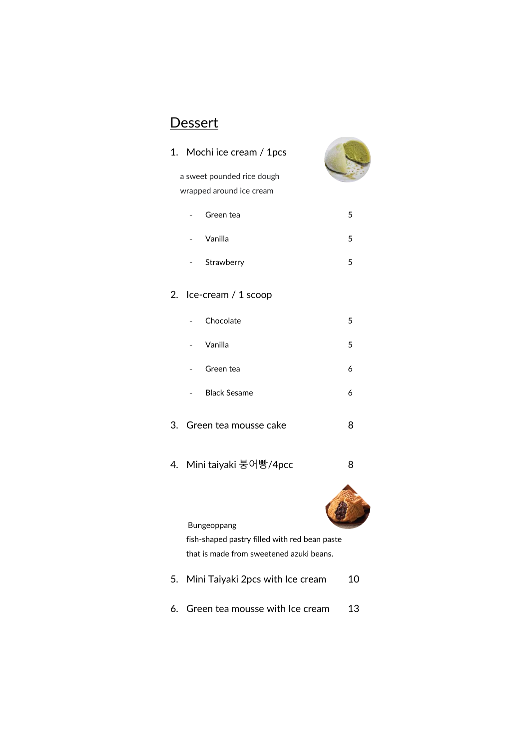# Dessert

1. Mochi ice cream / 1pcs

   a sweet pounded rice dough
   wrapped around ice cream

   - Green tea 5
   - Vanilla 5
   - Strawberry 5

2. Ice-cream / 1 scoop

   - Chocolate 5
   - Vanilla 5
   - Green tea 6
   - Black Sesame 6

3. Green tea mousse cake 8

4. Mini taiyaki 붕어빵/4pcc 8

   Bungeoppang
   fish-shaped pastry filled with red bean paste
   that is made from sweetened azuki beans.

5. Mini Taiyaki 2pcs with Ice cream 10

6. Green tea mousse with Ice cream 13